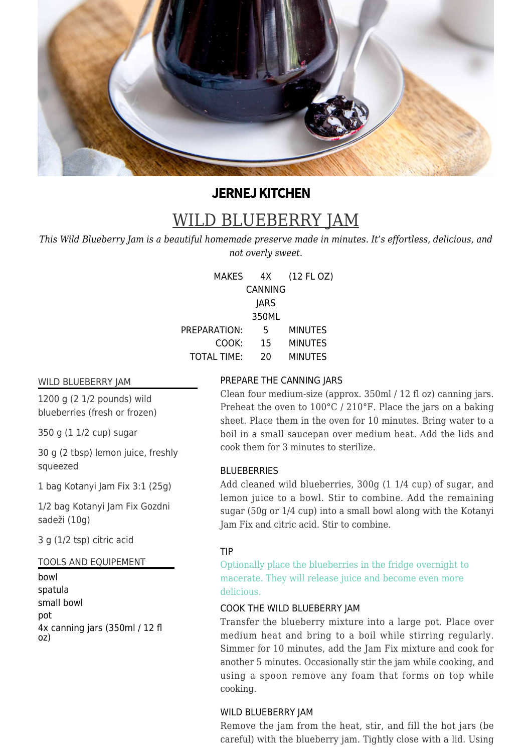**JERNEJ KITCHEN**

# WILD BLUEBERRY JAM

*This Wild Blueberry Jam is a beautiful homemade preserve made in minutes. It's effortless, delicious, and not overly sweet.*

| | | |
|---|---|---|
| MAKES | 4X CANNING JARS 350ML | (12 FL OZ) |
| PREPARATION: | 5 | MINUTES |
| COOK: | 15 | MINUTES |
| TOTAL TIME: | 20 | MINUTES |

## WILD BLUEBERRY JAM

1200 g (2 1/2 pounds) wild blueberries (fresh or frozen)

350 g (1 1/2 cup) sugar

30 g (2 tbsp) lemon juice, freshly squeezed

1 bag Kotanyi Jam Fix 3:1 (25g)

1/2 bag Kotanyi Jam Fix Gozdni sadeži (10g)

3 g (1/2 tsp) citric acid

## TOOLS AND EQUIPEMENT

bowl
spatula
small bowl
pot
4x canning jars (350ml / 12 fl oz)

## PREPARE THE CANNING JARS

Clean four medium-size (approx. 350ml / 12 fl oz) canning jars. Preheat the oven to 100°C / 210°F. Place the jars on a baking sheet. Place them in the oven for 10 minutes. Bring water to a boil in a small saucepan over medium heat. Add the lids and cook them for 3 minutes to sterilize.

## BLUEBERRIES

Add cleaned wild blueberries, 300g (1 1/4 cup) of sugar, and lemon juice to a bowl. Stir to combine. Add the remaining sugar (50g or 1/4 cup) into a small bowl along with the Kotanyi Jam Fix and citric acid. Stir to combine.

## TIP

Optionally place the blueberries in the fridge overnight to macerate. They will release juice and become even more delicious.

## COOK THE WILD BLUEBERRY JAM

Transfer the blueberry mixture into a large pot. Place over medium heat and bring to a boil while stirring regularly. Simmer for 10 minutes, add the Jam Fix mixture and cook for another 5 minutes. Occasionally stir the jam while cooking, and using a spoon remove any foam that forms on top while cooking.

## WILD BLUEBERRY JAM

Remove the jam from the heat, stir, and fill the hot jars (be careful) with the blueberry jam. Tightly close with a lid. Using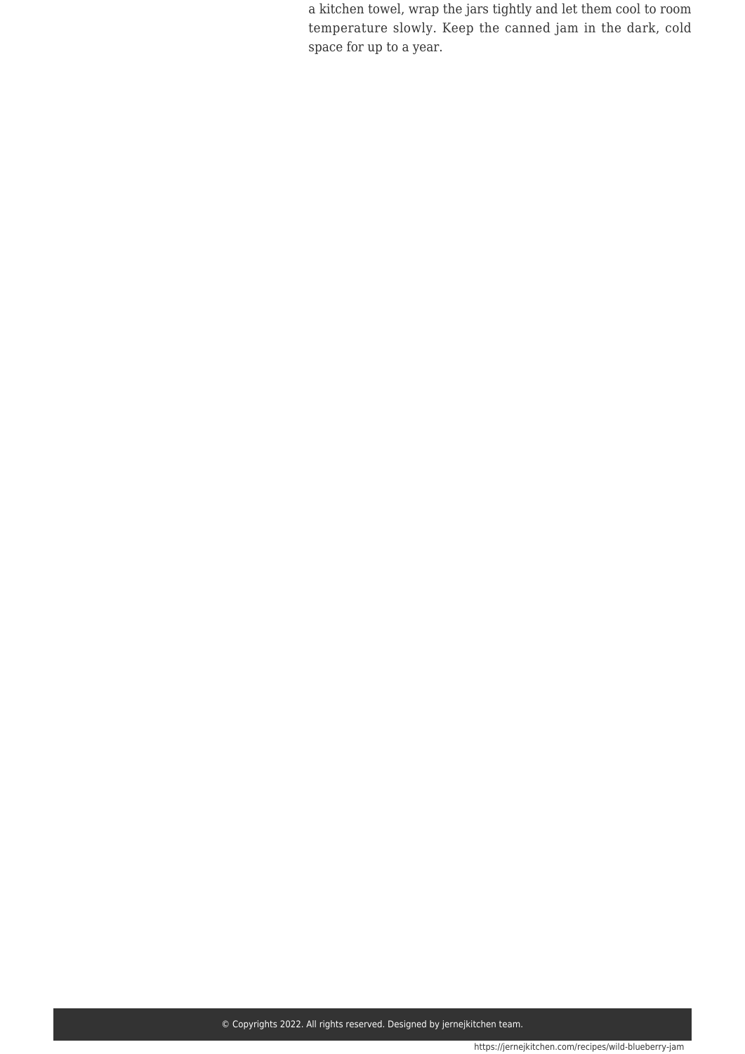a kitchen towel, wrap the jars tightly and let them cool to room temperature slowly. Keep the canned jam in the dark, cold space for up to a year.